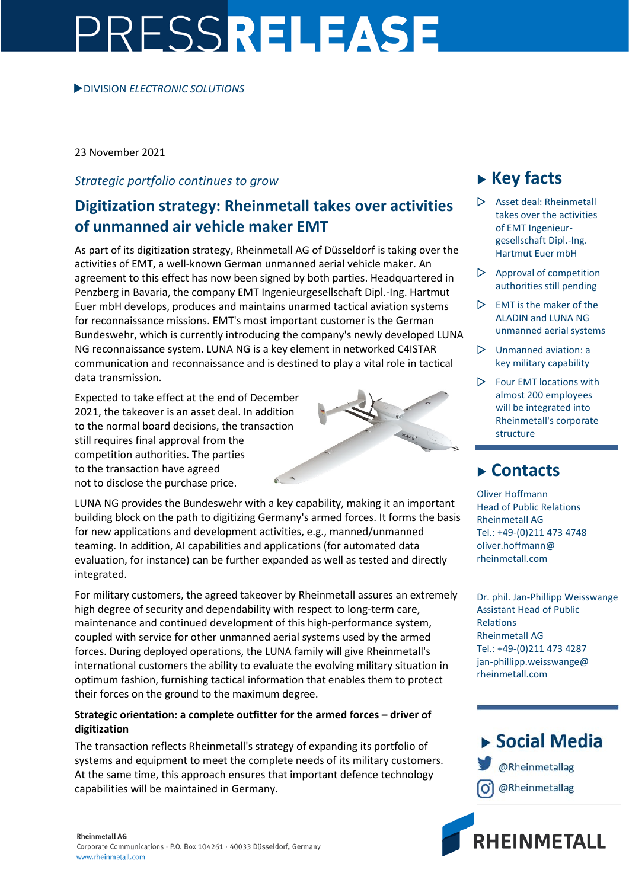# PRESSRELEASE

▶DIVISION *ELECTRONIC SOLUTIONS*

23 November 2021

*Strategic portfolio continues to grow*

## Digitization strategy: Rheinmetall takes over activities of unmanned air vehicle maker EMT

As part of its digitization strategy, Rheinmetall AG of Düsseldorf is taking over the activities of EMT, a well-known German unmanned aerial vehicle maker. An agreement to this effect has now been signed by both parties. Headquartered in Penzberg in Bavaria, the company EMT Ingenieurgesellschaft Dipl.-Ing. Hartmut Euer mbH develops, produces and maintains unarmed tactical aviation systems for reconnaissance missions. EMT's most important customer is the German Bundeswehr, which is currently introducing the company's newly developed LUNA NG reconnaissance system. LUNA NG is a key element in networked C4ISTAR communication and reconnaissance and is destined to play a vital role in tactical data transmission.

Expected to take effect at the end of December 2021, the takeover is an asset deal. In addition to the normal board decisions, the transaction still requires final approval from the competition authorities. The parties to the transaction have agreed not to disclose the purchase price.

LUNA NG provides the Bundeswehr with a key capability, making it an important building block on the path to digitizing Germany's armed forces. It forms the basis for new applications and development activities, e.g., manned/unmanned teaming. In addition, AI capabilities and applications (for automated data evaluation, for instance) can be further expanded as well as tested and directly integrated.

For military customers, the agreed takeover by Rheinmetall assures an extremely high degree of security and dependability with respect to long-term care, maintenance and continued development of this high-performance system, coupled with service for other unmanned aerial systems used by the armed forces. During deployed operations, the LUNA family will give Rheinmetall's international customers the ability to evaluate the evolving military situation in optimum fashion, furnishing tactical information that enables them to protect their forces on the ground to the maximum degree.

**Strategic orientation: a complete outfitter for the armed forces – driver of digitization**

The transaction reflects Rheinmetall's strategy of expanding its portfolio of systems and equipment to meet the complete needs of its military customers. At the same time, this approach ensures that important defence technology capabilities will be maintained in Germany.

## ▸ Key facts

- Asset deal: Rheinmetall takes over the activities of EMT Ingenieur-gesellschaft Dipl.-Ing. Hartmut Euer mbH
- Approval of competition authorities still pending
- EMT is the maker of the ALADIN and LUNA NG unmanned aerial systems
- Unmanned aviation: a key military capability
- Four EMT locations with almost 200 employees will be integrated into Rheinmetall's corporate structure

## ▸ Contacts

Oliver Hoffmann
Head of Public Relations
Rheinmetall AG
Tel.: +49-(0)211 473 4748
oliver.hoffmann@rheinmetall.com

Dr. phil. Jan-Phillipp Weisswange
Assistant Head of Public Relations
Rheinmetall AG
Tel.: +49-(0)211 473 4287
jan-phillipp.weisswange@rheinmetall.com

## ▸ Social Media

@Rheinmetallag
@Rheinmetallag

RHEINMETALL

**Rheinmetall AG**
Corporate Communications · P.O. Box 104261 · 40033 Düsseldorf, Germany
www.rheinmetall.com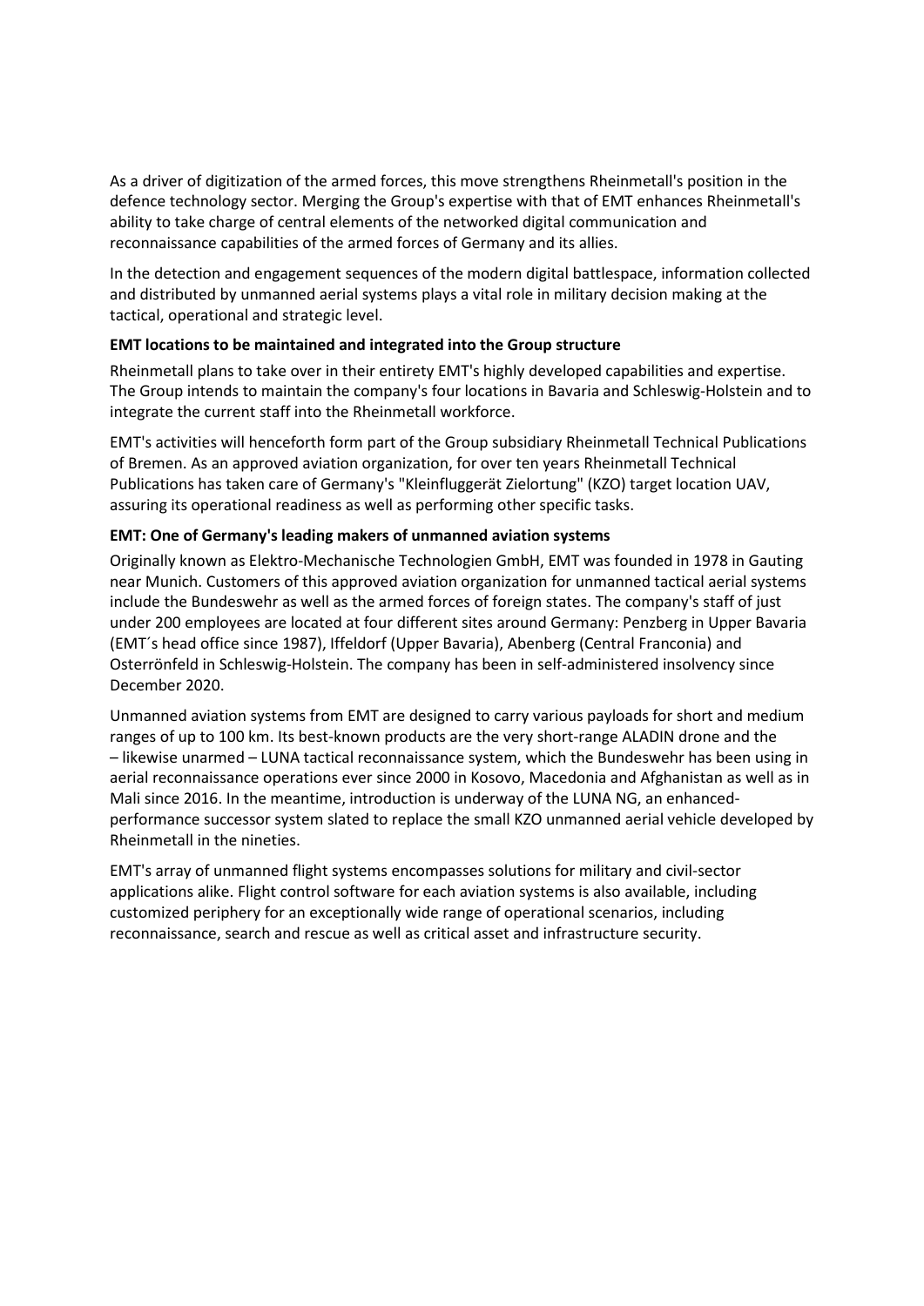As a driver of digitization of the armed forces, this move strengthens Rheinmetall's position in the defence technology sector. Merging the Group's expertise with that of EMT enhances Rheinmetall's ability to take charge of central elements of the networked digital communication and reconnaissance capabilities of the armed forces of Germany and its allies.

In the detection and engagement sequences of the modern digital battlespace, information collected and distributed by unmanned aerial systems plays a vital role in military decision making at the tactical, operational and strategic level.

**EMT locations to be maintained and integrated into the Group structure**

Rheinmetall plans to take over in their entirety EMT's highly developed capabilities and expertise. The Group intends to maintain the company's four locations in Bavaria and Schleswig-Holstein and to integrate the current staff into the Rheinmetall workforce.

EMT's activities will henceforth form part of the Group subsidiary Rheinmetall Technical Publications of Bremen. As an approved aviation organization, for over ten years Rheinmetall Technical Publications has taken care of Germany's "Kleinfluggerät Zielortung" (KZO) target location UAV, assuring its operational readiness as well as performing other specific tasks.

**EMT: One of Germany's leading makers of unmanned aviation systems**

Originally known as Elektro-Mechanische Technologien GmbH, EMT was founded in 1978 in Gauting near Munich. Customers of this approved aviation organization for unmanned tactical aerial systems include the Bundeswehr as well as the armed forces of foreign states. The company's staff of just under 200 employees are located at four different sites around Germany: Penzberg in Upper Bavaria (EMT´s head office since 1987), Iffeldorf (Upper Bavaria), Abenberg (Central Franconia) and Osterrönfeld in Schleswig-Holstein. The company has been in self-administered insolvency since December 2020.

Unmanned aviation systems from EMT are designed to carry various payloads for short and medium ranges of up to 100 km. Its best-known products are the very short-range ALADIN drone and the – likewise unarmed – LUNA tactical reconnaissance system, which the Bundeswehr has been using in aerial reconnaissance operations ever since 2000 in Kosovo, Macedonia and Afghanistan as well as in Mali since 2016. In the meantime, introduction is underway of the LUNA NG, an enhanced-performance successor system slated to replace the small KZO unmanned aerial vehicle developed by Rheinmetall in the nineties.

EMT's array of unmanned flight systems encompasses solutions for military and civil-sector applications alike. Flight control software for each aviation systems is also available, including customized periphery for an exceptionally wide range of operational scenarios, including reconnaissance, search and rescue as well as critical asset and infrastructure security.